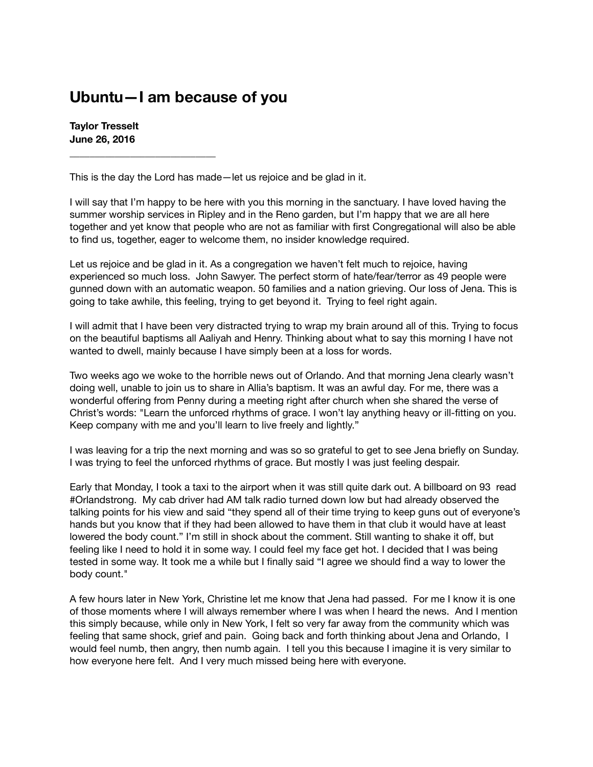# Ubuntu—I am because of you

**Taylor Tresselt**
**June 26, 2016**

---

This is the day the Lord has made—let us rejoice and be glad in it.

I will say that I'm happy to be here with you this morning in the sanctuary. I have loved having the summer worship services in Ripley and in the Reno garden, but I'm happy that we are all here together and yet know that people who are not as familiar with first Congregational will also be able to find us, together, eager to welcome them, no insider knowledge required.

Let us rejoice and be glad in it. As a congregation we haven't felt much to rejoice, having experienced so much loss. John Sawyer. The perfect storm of hate/fear/terror as 49 people were gunned down with an automatic weapon. 50 families and a nation grieving. Our loss of Jena. This is going to take awhile, this feeling, trying to get beyond it. Trying to feel right again.

I will admit that I have been very distracted trying to wrap my brain around all of this. Trying to focus on the beautiful baptisms all Aaliyah and Henry. Thinking about what to say this morning I have not wanted to dwell, mainly because I have simply been at a loss for words.

Two weeks ago we woke to the horrible news out of Orlando. And that morning Jena clearly wasn't doing well, unable to join us to share in Allia's baptism. It was an awful day. For me, there was a wonderful offering from Penny during a meeting right after church when she shared the verse of Christ's words: "Learn the unforced rhythms of grace. I won't lay anything heavy or ill-fitting on you. Keep company with me and you'll learn to live freely and lightly."

I was leaving for a trip the next morning and was so so grateful to get to see Jena briefly on Sunday. I was trying to feel the unforced rhythms of grace. But mostly I was just feeling despair.

Early that Monday, I took a taxi to the airport when it was still quite dark out. A billboard on 93 read #Orlandstrong. My cab driver had AM talk radio turned down low but had already observed the talking points for his view and said "they spend all of their time trying to keep guns out of everyone's hands but you know that if they had been allowed to have them in that club it would have at least lowered the body count." I'm still in shock about the comment. Still wanting to shake it off, but feeling like I need to hold it in some way. I could feel my face get hot. I decided that I was being tested in some way. It took me a while but I finally said "I agree we should find a way to lower the body count."

A few hours later in New York, Christine let me know that Jena had passed. For me I know it is one of those moments where I will always remember where I was when I heard the news. And I mention this simply because, while only in New York, I felt so very far away from the community which was feeling that same shock, grief and pain. Going back and forth thinking about Jena and Orlando, I would feel numb, then angry, then numb again. I tell you this because I imagine it is very similar to how everyone here felt. And I very much missed being here with everyone.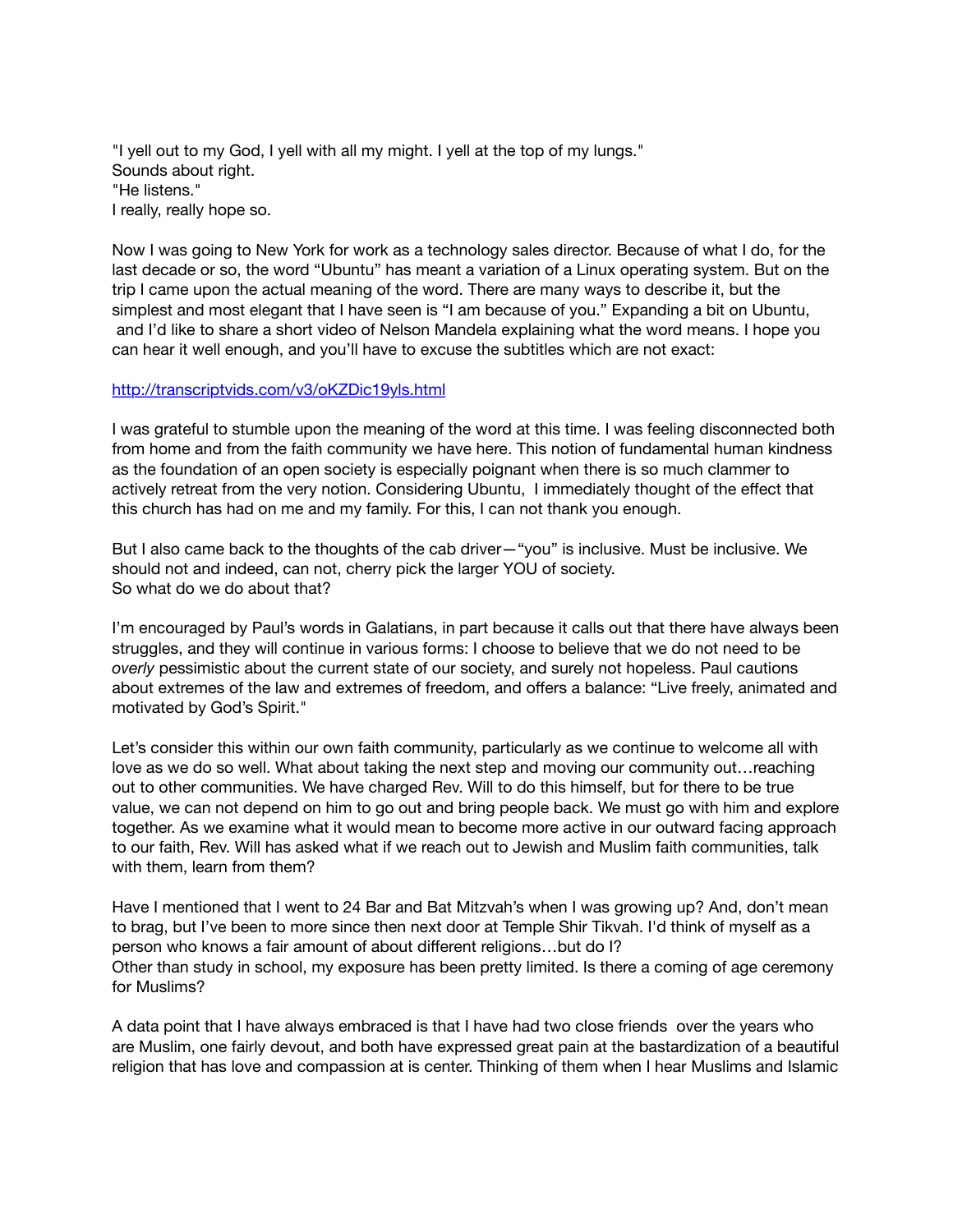"I yell out to my God, I yell with all my might. I yell at the top of my lungs."
Sounds about right.
"He listens."
I really, really hope so.

Now I was going to New York for work as a technology sales director. Because of what I do, for the last decade or so, the word "Ubuntu" has meant a variation of a Linux operating system. But on the trip I came upon the actual meaning of the word. There are many ways to describe it, but the simplest and most elegant that I have seen is "I am because of you." Expanding a bit on Ubuntu, and I'd like to share a short video of Nelson Mandela explaining what the word means. I hope you can hear it well enough, and you'll have to excuse the subtitles which are not exact:

[http://transcriptvids.com/v3/oKZDic19yls.html](http://transcriptvids.com/v3/oKZDic19yls.html)

I was grateful to stumble upon the meaning of the word at this time. I was feeling disconnected both from home and from the faith community we have here. This notion of fundamental human kindness as the foundation of an open society is especially poignant when there is so much clammer to actively retreat from the very notion. Considering Ubuntu, I immediately thought of the effect that this church has had on me and my family. For this, I can not thank you enough.

But I also came back to the thoughts of the cab driver—"you" is inclusive. Must be inclusive. We should not and indeed, can not, cherry pick the larger YOU of society.
So what do we do about that?

I'm encouraged by Paul's words in Galatians, in part because it calls out that there have always been struggles, and they will continue in various forms: I choose to believe that we do not need to be *overly* pessimistic about the current state of our society, and surely not hopeless. Paul cautions about extremes of the law and extremes of freedom, and offers a balance: "Live freely, animated and motivated by God's Spirit."

Let's consider this within our own faith community, particularly as we continue to welcome all with love as we do so well. What about taking the next step and moving our community out…reaching out to other communities. We have charged Rev. Will to do this himself, but for there to be true value, we can not depend on him to go out and bring people back. We must go with him and explore together. As we examine what it would mean to become more active in our outward facing approach to our faith, Rev. Will has asked what if we reach out to Jewish and Muslim faith communities, talk with them, learn from them?

Have I mentioned that I went to 24 Bar and Bat Mitzvah's when I was growing up? And, don't mean to brag, but I've been to more since then next door at Temple Shir Tikvah. I'd think of myself as a person who knows a fair amount of about different religions…but do I?
Other than study in school, my exposure has been pretty limited. Is there a coming of age ceremony for Muslims?

A data point that I have always embraced is that I have had two close friends over the years who are Muslim, one fairly devout, and both have expressed great pain at the bastardization of a beautiful religion that has love and compassion at is center. Thinking of them when I hear Muslims and Islamic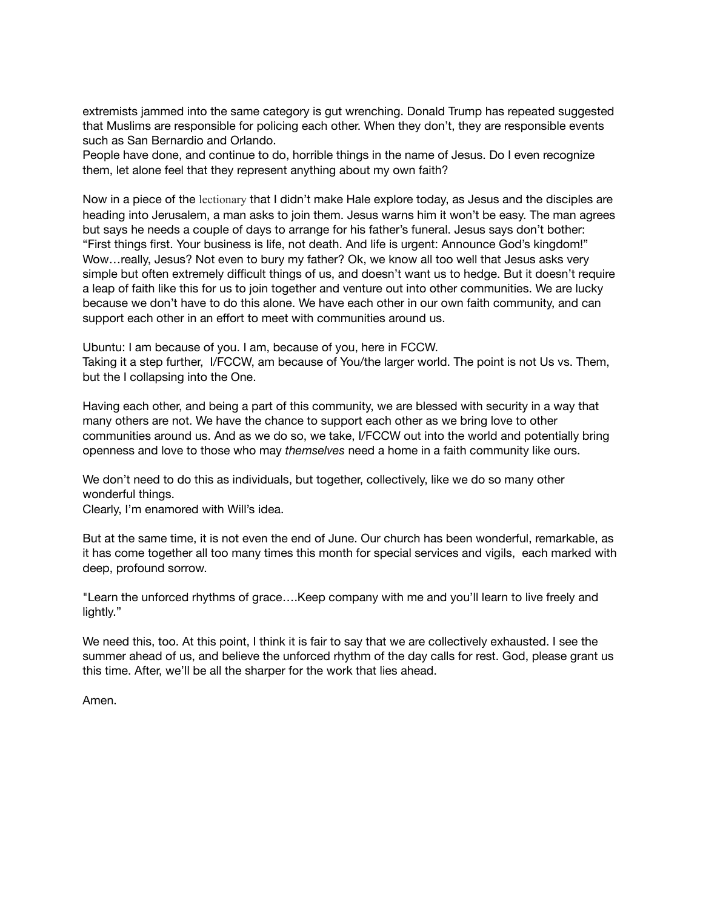extremists jammed into the same category is gut wrenching. Donald Trump has repeated suggested that Muslims are responsible for policing each other. When they don't, they are responsible events such as San Bernardio and Orlando.
People have done, and continue to do, horrible things in the name of Jesus. Do I even recognize them, let alone feel that they represent anything about my own faith?

Now in a piece of the lectionary that I didn't make Hale explore today, as Jesus and the disciples are heading into Jerusalem, a man asks to join them. Jesus warns him it won't be easy. The man agrees but says he needs a couple of days to arrange for his father's funeral. Jesus says don't bother: "First things first. Your business is life, not death. And life is urgent: Announce God's kingdom!" Wow…really, Jesus? Not even to bury my father? Ok, we know all too well that Jesus asks very simple but often extremely difficult things of us, and doesn't want us to hedge. But it doesn't require a leap of faith like this for us to join together and venture out into other communities. We are lucky because we don't have to do this alone. We have each other in our own faith community, and can support each other in an effort to meet with communities around us.

Ubuntu: I am because of you. I am, because of you, here in FCCW.
Taking it a step further, I/FCCW, am because of You/the larger world. The point is not Us vs. Them, but the I collapsing into the One.

Having each other, and being a part of this community, we are blessed with security in a way that many others are not. We have the chance to support each other as we bring love to other communities around us. And as we do so, we take, I/FCCW out into the world and potentially bring openness and love to those who may *themselves* need a home in a faith community like ours.

We don't need to do this as individuals, but together, collectively, like we do so many other wonderful things.
Clearly, I'm enamored with Will's idea.

But at the same time, it is not even the end of June. Our church has been wonderful, remarkable, as it has come together all too many times this month for special services and vigils, each marked with deep, profound sorrow.

"Learn the unforced rhythms of grace….Keep company with me and you'll learn to live freely and lightly."

We need this, too. At this point, I think it is fair to say that we are collectively exhausted. I see the summer ahead of us, and believe the unforced rhythm of the day calls for rest. God, please grant us this time. After, we'll be all the sharper for the work that lies ahead.

Amen.